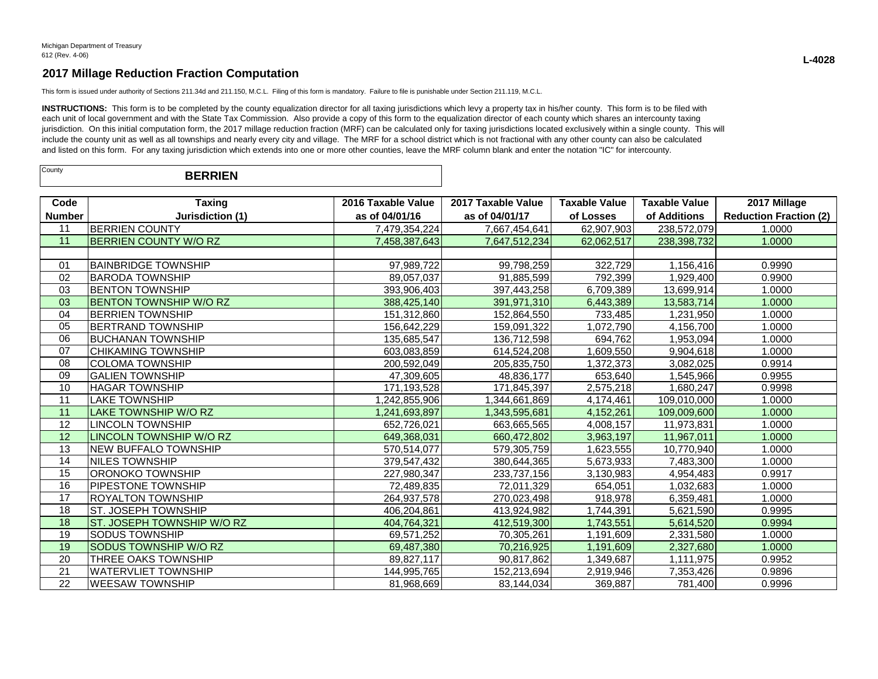Michigan Department of Treasury
612 (Rev. 4-06)

L-4028

## 2017 Millage Reduction Fraction Computation

This form is issued under authority of Sections 211.34d and 211.150, M.C.L. Filing of this form is mandatory. Failure to file is punishable under Section 211.119, M.C.L.

**INSTRUCTIONS:** This form is to be completed by the county equalization director for all taxing jurisdictions which levy a property tax in his/her county. This form is to be filed with each unit of local government and with the State Tax Commission. Also provide a copy of this form to the equalization director of each county which shares an intercounty taxing jurisdiction. On this initial computation form, the 2017 millage reduction fraction (MRF) can be calculated only for taxing jurisdictions located exclusively within a single county. This will include the county unit as well as all townships and nearly every city and village. The MRF for a school district which is not fractional with any other county can also be calculated and listed on this form. For any taxing jurisdiction which extends into one or more other counties, leave the MRF column blank and enter the notation "IC" for intercounty.

County: **BERRIEN**

| Code Number | Taxing Jurisdiction (1) | 2016 Taxable Value as of 04/01/16 | 2017 Taxable Value as of 04/01/17 | Taxable Value of Losses | Taxable Value of Additions | 2017 Millage Reduction Fraction (2) |
|---|---|---|---|---|---|---|
| 11 | BERRIEN COUNTY | 7,479,354,224 | 7,667,454,641 | 62,907,903 | 238,572,079 | 1.0000 |
| 11 | BERRIEN COUNTY W/O RZ | 7,458,387,643 | 7,647,512,234 | 62,062,517 | 238,398,732 | 1.0000 |
| | | | | | | |
| 01 | BAINBRIDGE TOWNSHIP | 97,989,722 | 99,798,259 | 322,729 | 1,156,416 | 0.9990 |
| 02 | BARODA TOWNSHIP | 89,057,037 | 91,885,599 | 792,399 | 1,929,400 | 0.9900 |
| 03 | BENTON TOWNSHIP | 393,906,403 | 397,443,258 | 6,709,389 | 13,699,914 | 1.0000 |
| 03 | BENTON TOWNSHIP W/O RZ | 388,425,140 | 391,971,310 | 6,443,389 | 13,583,714 | 1.0000 |
| 04 | BERRIEN TOWNSHIP | 151,312,860 | 152,864,550 | 733,485 | 1,231,950 | 1.0000 |
| 05 | BERTRAND TOWNSHIP | 156,642,229 | 159,091,322 | 1,072,790 | 4,156,700 | 1.0000 |
| 06 | BUCHANAN TOWNSHIP | 135,685,547 | 136,712,598 | 694,762 | 1,953,094 | 1.0000 |
| 07 | CHIKAMING TOWNSHIP | 603,083,859 | 614,524,208 | 1,609,550 | 9,904,618 | 1.0000 |
| 08 | COLOMA TOWNSHIP | 200,592,049 | 205,835,750 | 1,372,373 | 3,082,025 | 0.9914 |
| 09 | GALIEN TOWNSHIP | 47,309,605 | 48,836,177 | 653,640 | 1,545,966 | 0.9955 |
| 10 | HAGAR TOWNSHIP | 171,193,528 | 171,845,397 | 2,575,218 | 1,680,247 | 0.9998 |
| 11 | LAKE TOWNSHIP | 1,242,855,906 | 1,344,661,869 | 4,174,461 | 109,010,000 | 1.0000 |
| 11 | LAKE TOWNSHIP W/O RZ | 1,241,693,897 | 1,343,595,681 | 4,152,261 | 109,009,600 | 1.0000 |
| 12 | LINCOLN TOWNSHIP | 652,726,021 | 663,665,565 | 4,008,157 | 11,973,831 | 1.0000 |
| 12 | LINCOLN TOWNSHIP W/O RZ | 649,368,031 | 660,472,802 | 3,963,197 | 11,967,011 | 1.0000 |
| 13 | NEW BUFFALO TOWNSHIP | 570,514,077 | 579,305,759 | 1,623,555 | 10,770,940 | 1.0000 |
| 14 | NILES TOWNSHIP | 379,547,432 | 380,644,365 | 5,673,933 | 7,483,300 | 1.0000 |
| 15 | ORONOKO TOWNSHIP | 227,980,347 | 233,737,156 | 3,130,983 | 4,954,483 | 0.9917 |
| 16 | PIPESTONE TOWNSHIP | 72,489,835 | 72,011,329 | 654,051 | 1,032,683 | 1.0000 |
| 17 | ROYALTON TOWNSHIP | 264,937,578 | 270,023,498 | 918,978 | 6,359,481 | 1.0000 |
| 18 | ST. JOSEPH TOWNSHIP | 406,204,861 | 413,924,982 | 1,744,391 | 5,621,590 | 0.9995 |
| 18 | ST. JOSEPH TOWNSHIP W/O RZ | 404,764,321 | 412,519,300 | 1,743,551 | 5,614,520 | 0.9994 |
| 19 | SODUS TOWNSHIP | 69,571,252 | 70,305,261 | 1,191,609 | 2,331,580 | 1.0000 |
| 19 | SODUS TOWNSHIP W/O RZ | 69,487,380 | 70,216,925 | 1,191,609 | 2,327,680 | 1.0000 |
| 20 | THREE OAKS TOWNSHIP | 89,827,117 | 90,817,862 | 1,349,687 | 1,111,975 | 0.9952 |
| 21 | WATERVLIET TOWNSHIP | 144,995,765 | 152,213,694 | 2,919,946 | 7,353,426 | 0.9896 |
| 22 | WEESAW TOWNSHIP | 81,968,669 | 83,144,034 | 369,887 | 781,400 | 0.9996 |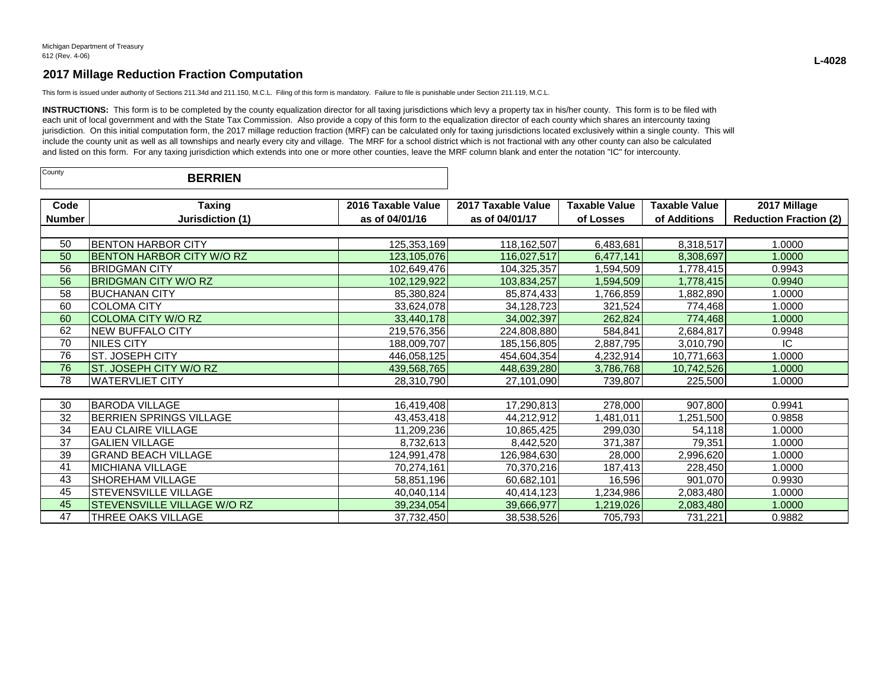Michigan Department of Treasury
612 (Rev. 4-06)

L-4028

## 2017 Millage Reduction Fraction Computation

This form is issued under authority of Sections 211.34d and 211.150, M.C.L. Filing of this form is mandatory. Failure to file is punishable under Section 211.119, M.C.L.

**INSTRUCTIONS:** This form is to be completed by the county equalization director for all taxing jurisdictions which levy a property tax in his/her county. This form is to be filed with each unit of local government and with the State Tax Commission. Also provide a copy of this form to the equalization director of each county which shares an intercounty taxing jurisdiction. On this initial computation form, the 2017 millage reduction fraction (MRF) can be calculated only for taxing jurisdictions located exclusively within a single county. This will include the county unit as well as all townships and nearly every city and village. The MRF for a school district which is not fractional with any other county can also be calculated and listed on this form. For any taxing jurisdiction which extends into one or more other counties, leave the MRF column blank and enter the notation "IC" for intercounty.

County: **BERRIEN**

| Code Number | Taxing Jurisdiction (1) | 2016 Taxable Value as of 04/01/16 | 2017 Taxable Value as of 04/01/17 | Taxable Value of Losses | Taxable Value of Additions | 2017 Millage Reduction Fraction (2) |
|---|---|---|---|---|---|---|
| 50 | BENTON HARBOR CITY | 125,353,169 | 118,162,507 | 6,483,681 | 8,318,517 | 1.0000 |
| 50 | BENTON HARBOR CITY W/O RZ | 123,105,076 | 116,027,517 | 6,477,141 | 8,308,697 | 1.0000 |
| 56 | BRIDGMAN CITY | 102,649,476 | 104,325,357 | 1,594,509 | 1,778,415 | 0.9943 |
| 56 | BRIDGMAN CITY W/O RZ | 102,129,922 | 103,834,257 | 1,594,509 | 1,778,415 | 0.9940 |
| 58 | BUCHANAN CITY | 85,380,824 | 85,874,433 | 1,766,859 | 1,882,890 | 1.0000 |
| 60 | COLOMA CITY | 33,624,078 | 34,128,723 | 321,524 | 774,468 | 1.0000 |
| 60 | COLOMA CITY W/O RZ | 33,440,178 | 34,002,397 | 262,824 | 774,468 | 1.0000 |
| 62 | NEW BUFFALO CITY | 219,576,356 | 224,808,880 | 584,841 | 2,684,817 | 0.9948 |
| 70 | NILES CITY | 188,009,707 | 185,156,805 | 2,887,795 | 3,010,790 | IC |
| 76 | ST. JOSEPH CITY | 446,058,125 | 454,604,354 | 4,232,914 | 10,771,663 | 1.0000 |
| 76 | ST. JOSEPH CITY W/O RZ | 439,568,765 | 448,639,280 | 3,786,768 | 10,742,526 | 1.0000 |
| 78 | WATERVLIET CITY | 28,310,790 | 27,101,090 | 739,807 | 225,500 | 1.0000 |
| 30 | BARODA VILLAGE | 16,419,408 | 17,290,813 | 278,000 | 907,800 | 0.9941 |
| 32 | BERRIEN SPRINGS VILLAGE | 43,453,418 | 44,212,912 | 1,481,011 | 1,251,500 | 0.9858 |
| 34 | EAU CLAIRE VILLAGE | 11,209,236 | 10,865,425 | 299,030 | 54,118 | 1.0000 |
| 37 | GALIEN VILLAGE | 8,732,613 | 8,442,520 | 371,387 | 79,351 | 1.0000 |
| 39 | GRAND BEACH VILLAGE | 124,991,478 | 126,984,630 | 28,000 | 2,996,620 | 1.0000 |
| 41 | MICHIANA VILLAGE | 70,274,161 | 70,370,216 | 187,413 | 228,450 | 1.0000 |
| 43 | SHOREHAM VILLAGE | 58,851,196 | 60,682,101 | 16,596 | 901,070 | 0.9930 |
| 45 | STEVENSVILLE VILLAGE | 40,040,114 | 40,414,123 | 1,234,986 | 2,083,480 | 1.0000 |
| 45 | STEVENSVILLE VILLAGE W/O RZ | 39,234,054 | 39,666,977 | 1,219,026 | 2,083,480 | 1.0000 |
| 47 | THREE OAKS VILLAGE | 37,732,450 | 38,538,526 | 705,793 | 731,221 | 0.9882 |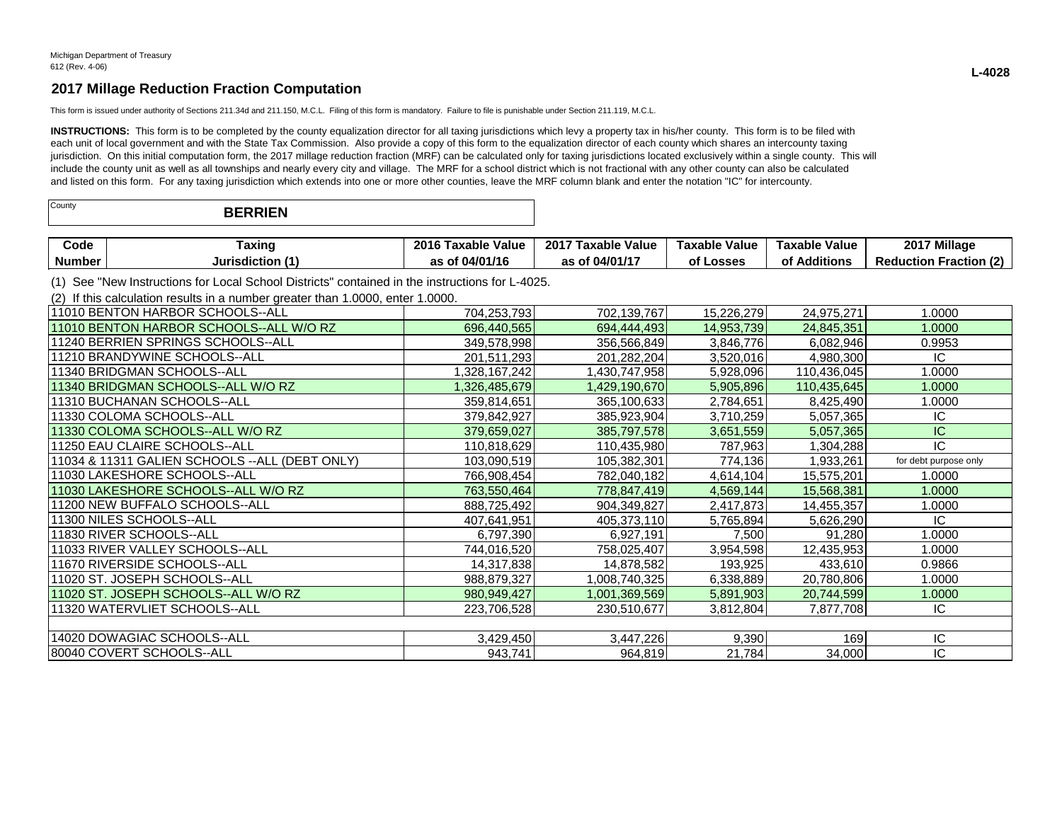Michigan Department of Treasury
612 (Rev. 4-06)

**L-4028**

## 2017 Millage Reduction Fraction Computation

This form is issued under authority of Sections 211.34d and 211.150, M.C.L. Filing of this form is mandatory. Failure to file is punishable under Section 211.119, M.C.L.

**INSTRUCTIONS:** This form is to be completed by the county equalization director for all taxing jurisdictions which levy a property tax in his/her county. This form is to be filed with each unit of local government and with the State Tax Commission. Also provide a copy of this form to the equalization director of each county which shares an intercounty taxing jurisdiction. On this initial computation form, the 2017 millage reduction fraction (MRF) can be calculated only for taxing jurisdictions located exclusively within a single county. This will include the county unit as well as all townships and nearly every city and village. The MRF for a school district which is not fractional with any other county can also be calculated and listed on this form. For any taxing jurisdiction which extends into one or more other counties, leave the MRF column blank and enter the notation "IC" for intercounty.

County: **BERRIEN**

(1) See "New Instructions for Local School Districts" contained in the instructions for L-4025.

(2) If this calculation results in a number greater than 1.0000, enter 1.0000.

| Code Number / Taxing Jurisdiction (1) | 2016 Taxable Value as of 04/01/16 | 2017 Taxable Value as of 04/01/17 | Taxable Value of Losses | Taxable Value of Additions | 2017 Millage Reduction Fraction (2) |
|---|---|---|---|---|---|
| 11010 BENTON HARBOR SCHOOLS--ALL | 704,253,793 | 702,139,767 | 15,226,279 | 24,975,271 | 1.0000 |
| 11010 BENTON HARBOR SCHOOLS--ALL W/O RZ | 696,440,565 | 694,444,493 | 14,953,739 | 24,845,351 | 1.0000 |
| 11240 BERRIEN SPRINGS SCHOOLS--ALL | 349,578,998 | 356,566,849 | 3,846,776 | 6,082,946 | 0.9953 |
| 11210 BRANDYWINE SCHOOLS--ALL | 201,511,293 | 201,282,204 | 3,520,016 | 4,980,300 | IC |
| 11340 BRIDGMAN SCHOOLS--ALL | 1,328,167,242 | 1,430,747,958 | 5,928,096 | 110,436,045 | 1.0000 |
| 11340 BRIDGMAN SCHOOLS--ALL W/O RZ | 1,326,485,679 | 1,429,190,670 | 5,905,896 | 110,435,645 | 1.0000 |
| 11310 BUCHANAN SCHOOLS--ALL | 359,814,651 | 365,100,633 | 2,784,651 | 8,425,490 | 1.0000 |
| 11330 COLOMA SCHOOLS--ALL | 379,842,927 | 385,923,904 | 3,710,259 | 5,057,365 | IC |
| 11330 COLOMA SCHOOLS--ALL W/O RZ | 379,659,027 | 385,797,578 | 3,651,559 | 5,057,365 | IC |
| 11250 EAU CLAIRE SCHOOLS--ALL | 110,818,629 | 110,435,980 | 787,963 | 1,304,288 | IC |
| 11034 & 11311 GALIEN SCHOOLS --ALL (DEBT ONLY) | 103,090,519 | 105,382,301 | 774,136 | 1,933,261 | for debt purpose only |
| 11030 LAKESHORE SCHOOLS--ALL | 766,908,454 | 782,040,182 | 4,614,104 | 15,575,201 | 1.0000 |
| 11030 LAKESHORE SCHOOLS--ALL W/O RZ | 763,550,464 | 778,847,419 | 4,569,144 | 15,568,381 | 1.0000 |
| 11200 NEW BUFFALO SCHOOLS--ALL | 888,725,492 | 904,349,827 | 2,417,873 | 14,455,357 | 1.0000 |
| 11300 NILES SCHOOLS--ALL | 407,641,951 | 405,373,110 | 5,765,894 | 5,626,290 | IC |
| 11830 RIVER SCHOOLS--ALL | 6,797,390 | 6,927,191 | 7,500 | 91,280 | 1.0000 |
| 11033 RIVER VALLEY SCHOOLS--ALL | 744,016,520 | 758,025,407 | 3,954,598 | 12,435,953 | 1.0000 |
| 11670 RIVERSIDE SCHOOLS--ALL | 14,317,838 | 14,878,582 | 193,925 | 433,610 | 0.9866 |
| 11020 ST. JOSEPH SCHOOLS--ALL | 988,879,327 | 1,008,740,325 | 6,338,889 | 20,780,806 | 1.0000 |
| 11020 ST. JOSEPH SCHOOLS--ALL W/O RZ | 980,949,427 | 1,001,369,569 | 5,891,903 | 20,744,599 | 1.0000 |
| 11320 WATERVLIET SCHOOLS--ALL | 223,706,528 | 230,510,677 | 3,812,804 | 7,877,708 | IC |
| | | | | | |
| 14020 DOWAGIAC SCHOOLS--ALL | 3,429,450 | 3,447,226 | 9,390 | 169 | IC |
| 80040 COVERT SCHOOLS--ALL | 943,741 | 964,819 | 21,784 | 34,000 | IC |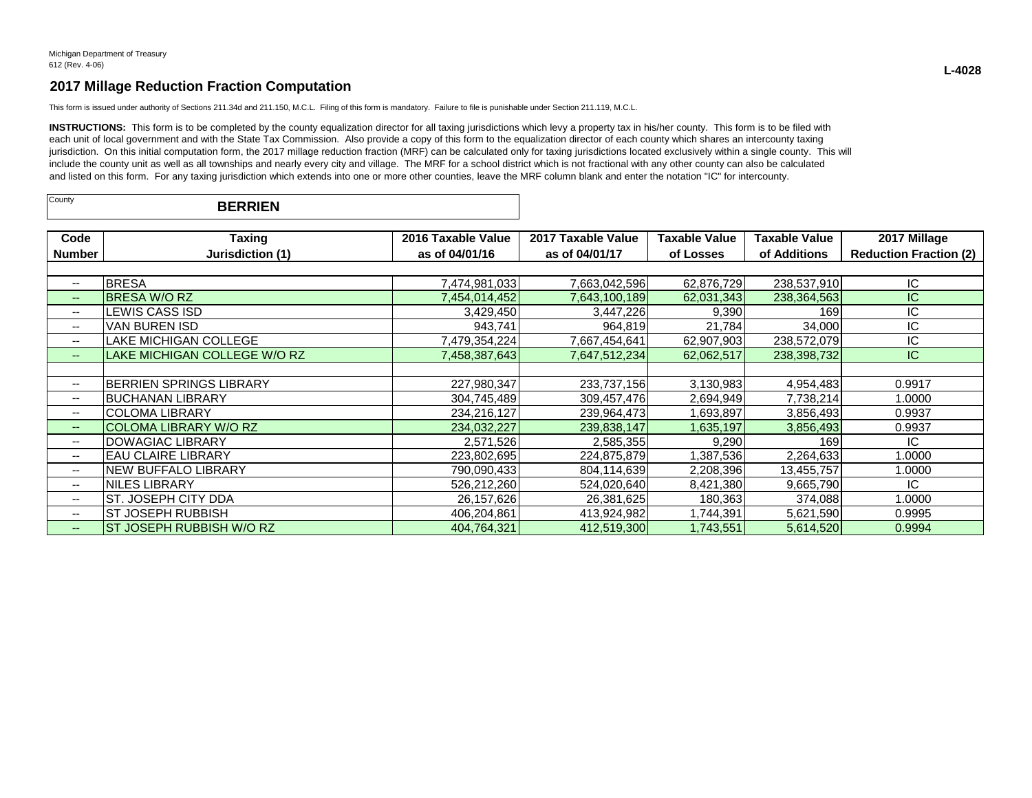Michigan Department of Treasury
612 (Rev. 4-06)

**L-4028**

## 2017 Millage Reduction Fraction Computation

This form is issued under authority of Sections 211.34d and 211.150, M.C.L. Filing of this form is mandatory. Failure to file is punishable under Section 211.119, M.C.L.

**INSTRUCTIONS:** This form is to be completed by the county equalization director for all taxing jurisdictions which levy a property tax in his/her county. This form is to be filed with each unit of local government and with the State Tax Commission. Also provide a copy of this form to the equalization director of each county which shares an intercounty taxing jurisdiction. On this initial computation form, the 2017 millage reduction fraction (MRF) can be calculated only for taxing jurisdictions located exclusively within a single county. This will include the county unit as well as all townships and nearly every city and village. The MRF for a school district which is not fractional with any other county can also be calculated and listed on this form. For any taxing jurisdiction which extends into one or more other counties, leave the MRF column blank and enter the notation "IC" for intercounty.

County: **BERRIEN**

| Code Number | Taxing Jurisdiction (1) | 2016 Taxable Value as of 04/01/16 | 2017 Taxable Value as of 04/01/17 | Taxable Value of Losses | Taxable Value of Additions | 2017 Millage Reduction Fraction (2) |
|---|---|---|---|---|---|---|
| | | | | | | |
| -- | BRESA | 7,474,981,033 | 7,663,042,596 | 62,876,729 | 238,537,910 | IC |
| -- | BRESA W/O RZ | 7,454,014,452 | 7,643,100,189 | 62,031,343 | 238,364,563 | IC |
| -- | LEWIS CASS ISD | 3,429,450 | 3,447,226 | 9,390 | 169 | IC |
| -- | VAN BUREN ISD | 943,741 | 964,819 | 21,784 | 34,000 | IC |
| -- | LAKE MICHIGAN COLLEGE | 7,479,354,224 | 7,667,454,641 | 62,907,903 | 238,572,079 | IC |
| -- | LAKE MICHIGAN COLLEGE W/O RZ | 7,458,387,643 | 7,647,512,234 | 62,062,517 | 238,398,732 | IC |
| | | | | | | |
| -- | BERRIEN SPRINGS LIBRARY | 227,980,347 | 233,737,156 | 3,130,983 | 4,954,483 | 0.9917 |
| -- | BUCHANAN LIBRARY | 304,745,489 | 309,457,476 | 2,694,949 | 7,738,214 | 1.0000 |
| -- | COLOMA LIBRARY | 234,216,127 | 239,964,473 | 1,693,897 | 3,856,493 | 0.9937 |
| -- | COLOMA LIBRARY W/O RZ | 234,032,227 | 239,838,147 | 1,635,197 | 3,856,493 | 0.9937 |
| -- | DOWAGIAC LIBRARY | 2,571,526 | 2,585,355 | 9,290 | 169 | IC |
| -- | EAU CLAIRE LIBRARY | 223,802,695 | 224,875,879 | 1,387,536 | 2,264,633 | 1.0000 |
| -- | NEW BUFFALO LIBRARY | 790,090,433 | 804,114,639 | 2,208,396 | 13,455,757 | 1.0000 |
| -- | NILES LIBRARY | 526,212,260 | 524,020,640 | 8,421,380 | 9,665,790 | IC |
| -- | ST. JOSEPH CITY DDA | 26,157,626 | 26,381,625 | 180,363 | 374,088 | 1.0000 |
| -- | ST JOSEPH RUBBISH | 406,204,861 | 413,924,982 | 1,744,391 | 5,621,590 | 0.9995 |
| -- | ST JOSEPH RUBBISH W/O RZ | 404,764,321 | 412,519,300 | 1,743,551 | 5,614,520 | 0.9994 |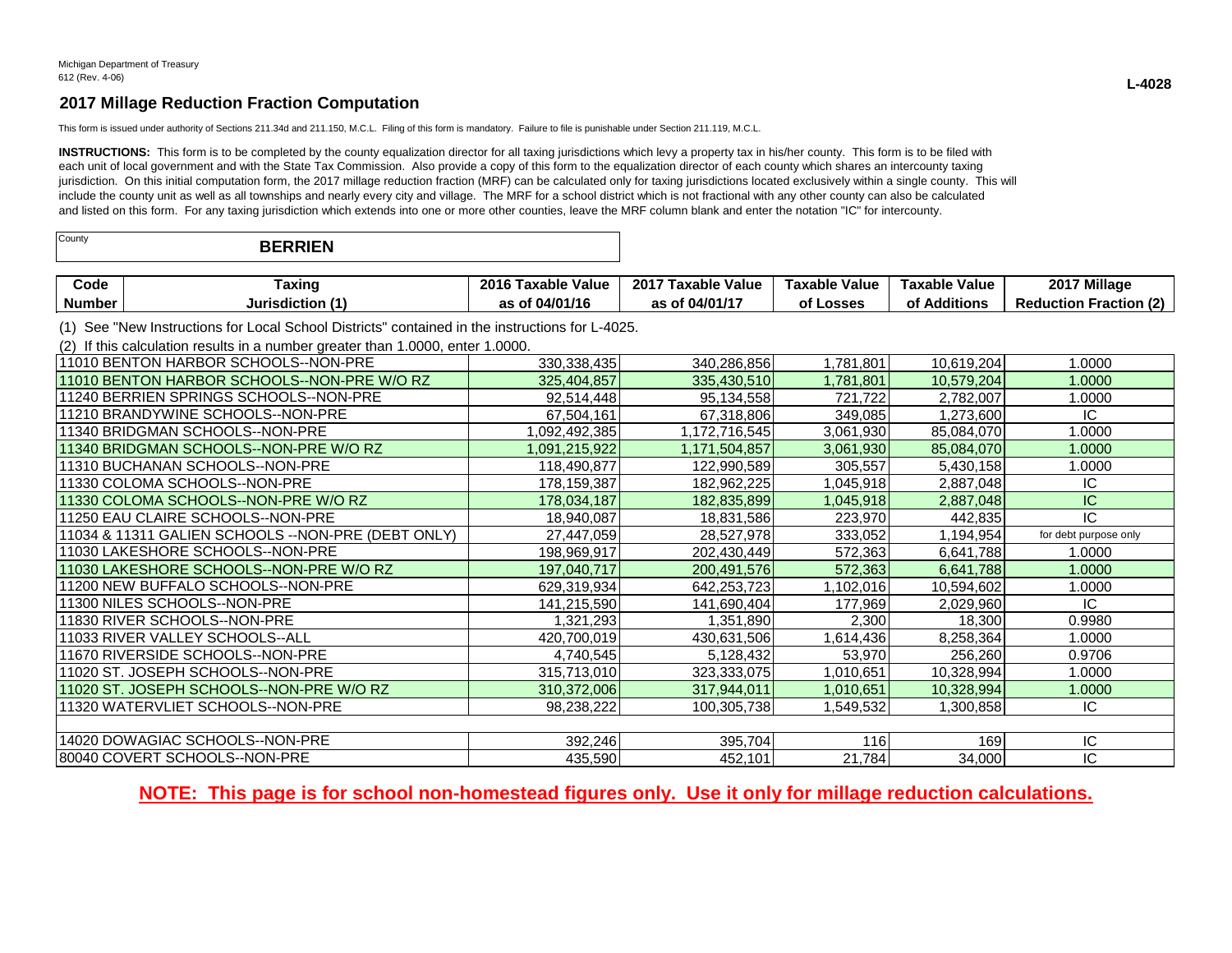Michigan Department of Treasury
612 (Rev. 4-06)

**L-4028**

## 2017 Millage Reduction Fraction Computation

This form is issued under authority of Sections 211.34d and 211.150, M.C.L. Filing of this form is mandatory. Failure to file is punishable under Section 211.119, M.C.L.

**INSTRUCTIONS:** This form is to be completed by the county equalization director for all taxing jurisdictions which levy a property tax in his/her county. This form is to be filed with each unit of local government and with the State Tax Commission. Also provide a copy of this form to the equalization director of each county which shares an intercounty taxing jurisdiction. On this initial computation form, the 2017 millage reduction fraction (MRF) can be calculated only for taxing jurisdictions located exclusively within a single county. This will include the county unit as well as all townships and nearly every city and village. The MRF for a school district which is not fractional with any other county can also be calculated and listed on this form. For any taxing jurisdiction which extends into one or more other counties, leave the MRF column blank and enter the notation "IC" for intercounty.

County: **BERRIEN**

(1) See "New Instructions for Local School Districts" contained in the instructions for L-4025.

(2) If this calculation results in a number greater than 1.0000, enter 1.0000.

| Code Number / Taxing Jurisdiction (1) | 2016 Taxable Value as of 04/01/16 | 2017 Taxable Value as of 04/01/17 | Taxable Value of Losses | Taxable Value of Additions | 2017 Millage Reduction Fraction (2) |
|---|---|---|---|---|---|
| 11010 BENTON HARBOR SCHOOLS--NON-PRE | 330,338,435 | 340,286,856 | 1,781,801 | 10,619,204 | 1.0000 |
| 11010 BENTON HARBOR SCHOOLS--NON-PRE W/O RZ | 325,404,857 | 335,430,510 | 1,781,801 | 10,579,204 | 1.0000 |
| 11240 BERRIEN SPRINGS SCHOOLS--NON-PRE | 92,514,448 | 95,134,558 | 721,722 | 2,782,007 | 1.0000 |
| 11210 BRANDYWINE SCHOOLS--NON-PRE | 67,504,161 | 67,318,806 | 349,085 | 1,273,600 | IC |
| 11340 BRIDGMAN SCHOOLS--NON-PRE | 1,092,492,385 | 1,172,716,545 | 3,061,930 | 85,084,070 | 1.0000 |
| 11340 BRIDGMAN SCHOOLS--NON-PRE W/O RZ | 1,091,215,922 | 1,171,504,857 | 3,061,930 | 85,084,070 | 1.0000 |
| 11310 BUCHANAN SCHOOLS--NON-PRE | 118,490,877 | 122,990,589 | 305,557 | 5,430,158 | 1.0000 |
| 11330 COLOMA SCHOOLS--NON-PRE | 178,159,387 | 182,962,225 | 1,045,918 | 2,887,048 | IC |
| 11330 COLOMA SCHOOLS--NON-PRE W/O RZ | 178,034,187 | 182,835,899 | 1,045,918 | 2,887,048 | IC |
| 11250 EAU CLAIRE SCHOOLS--NON-PRE | 18,940,087 | 18,831,586 | 223,970 | 442,835 | IC |
| 11034 & 11311 GALIEN SCHOOLS --NON-PRE (DEBT ONLY) | 27,447,059 | 28,527,978 | 333,052 | 1,194,954 | for debt purpose only |
| 11030 LAKESHORE SCHOOLS--NON-PRE | 198,969,917 | 202,430,449 | 572,363 | 6,641,788 | 1.0000 |
| 11030 LAKESHORE SCHOOLS--NON-PRE W/O RZ | 197,040,717 | 200,491,576 | 572,363 | 6,641,788 | 1.0000 |
| 11200 NEW BUFFALO SCHOOLS--NON-PRE | 629,319,934 | 642,253,723 | 1,102,016 | 10,594,602 | 1.0000 |
| 11300 NILES SCHOOLS--NON-PRE | 141,215,590 | 141,690,404 | 177,969 | 2,029,960 | IC |
| 11830 RIVER SCHOOLS--NON-PRE | 1,321,293 | 1,351,890 | 2,300 | 18,300 | 0.9980 |
| 11033 RIVER VALLEY SCHOOLS--ALL | 420,700,019 | 430,631,506 | 1,614,436 | 8,258,364 | 1.0000 |
| 11670 RIVERSIDE SCHOOLS--NON-PRE | 4,740,545 | 5,128,432 | 53,970 | 256,260 | 0.9706 |
| 11020 ST. JOSEPH SCHOOLS--NON-PRE | 315,713,010 | 323,333,075 | 1,010,651 | 10,328,994 | 1.0000 |
| 11020 ST. JOSEPH SCHOOLS--NON-PRE W/O RZ | 310,372,006 | 317,944,011 | 1,010,651 | 10,328,994 | 1.0000 |
| 11320 WATERVLIET SCHOOLS--NON-PRE | 98,238,222 | 100,305,738 | 1,549,532 | 1,300,858 | IC |
| | | | | | |
| 14020 DOWAGIAC SCHOOLS--NON-PRE | 392,246 | 395,704 | 116 | 169 | IC |
| 80040 COVERT SCHOOLS--NON-PRE | 435,590 | 452,101 | 21,784 | 34,000 | IC |

**NOTE: This page is for school non-homestead figures only. Use it only for millage reduction calculations.**